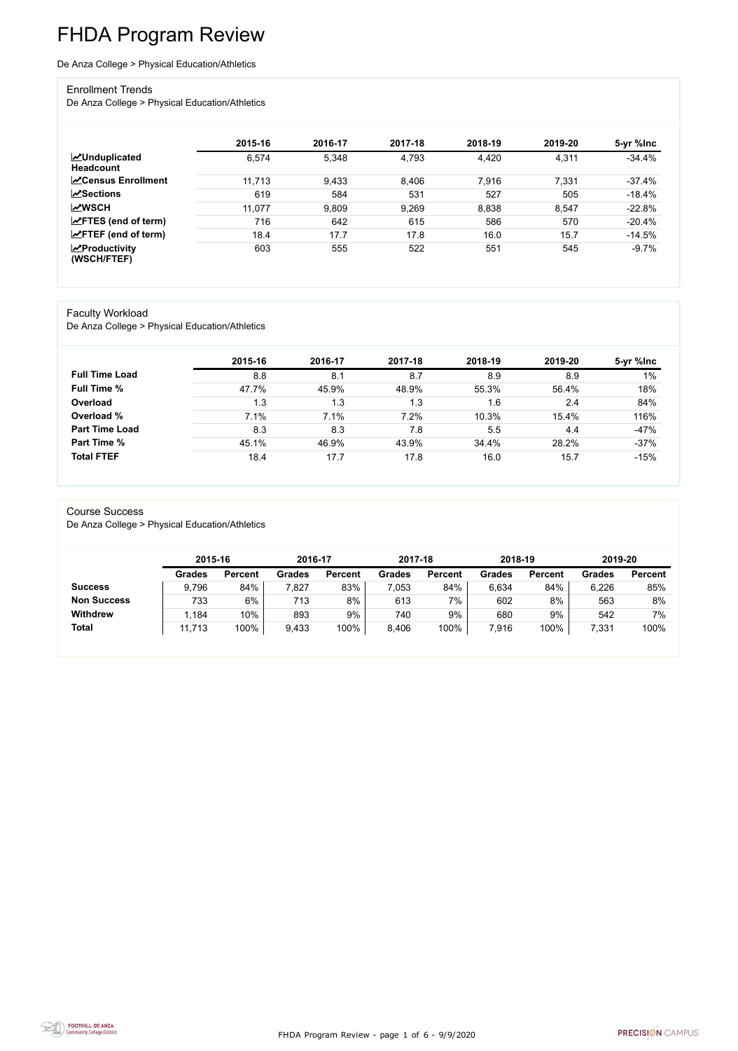# FHDA Program Review

De Anza College > Physical Education/Athletics

## Enrollment Trends

De Anza College > Physical Education/Athletics

| | 2015-16 | 2016-17 | 2017-18 | 2018-19 | 2019-20 | 5-yr %Inc |
|---|---|---|---|---|---|---|
| **Unduplicated Headcount** | 6,574 | 5,348 | 4,793 | 4,420 | 4,311 | -34.4% |
| **Census Enrollment** | 11,713 | 9,433 | 8,406 | 7,916 | 7,331 | -37.4% |
| **Sections** | 619 | 584 | 531 | 527 | 505 | -18.4% |
| **WSCH** | 11,077 | 9,809 | 9,269 | 8,838 | 8,547 | -22.8% |
| **FTES (end of term)** | 716 | 642 | 615 | 586 | 570 | -20.4% |
| **FTEF (end of term)** | 18.4 | 17.7 | 17.8 | 16.0 | 15.7 | -14.5% |
| **Productivity (WSCH/FTEF)** | 603 | 555 | 522 | 551 | 545 | -9.7% |

## Faculty Workload

De Anza College > Physical Education/Athletics

| | 2015-16 | 2016-17 | 2017-18 | 2018-19 | 2019-20 | 5-yr %Inc |
|---|---|---|---|---|---|---|
| **Full Time Load** | 8.8 | 8.1 | 8.7 | 8.9 | 8.9 | 1% |
| **Full Time %** | 47.7% | 45.9% | 48.9% | 55.3% | 56.4% | 18% |
| **Overload** | 1.3 | 1.3 | 1.3 | 1.6 | 2.4 | 84% |
| **Overload %** | 7.1% | 7.1% | 7.2% | 10.3% | 15.4% | 116% |
| **Part Time Load** | 8.3 | 8.3 | 7.8 | 5.5 | 4.4 | -47% |
| **Part Time %** | 45.1% | 46.9% | 43.9% | 34.4% | 28.2% | -37% |
| **Total FTEF** | 18.4 | 17.7 | 17.8 | 16.0 | 15.7 | -15% |

## Course Success

De Anza College > Physical Education/Athletics

| | 2015-16 | | 2016-17 | | 2017-18 | | 2018-19 | | 2019-20 | |
|---|---|---|---|---|---|---|---|---|---|---|
| | **Grades** | **Percent** | **Grades** | **Percent** | **Grades** | **Percent** | **Grades** | **Percent** | **Grades** | **Percent** |
| **Success** | 9,796 | 84% | 7,827 | 83% | 7,053 | 84% | 6,634 | 84% | 6,226 | 85% |
| **Non Success** | 733 | 6% | 713 | 8% | 613 | 7% | 602 | 8% | 563 | 8% |
| **Withdrew** | 1,184 | 10% | 893 | 9% | 740 | 9% | 680 | 9% | 542 | 7% |
| **Total** | 11,713 | 100% | 9,433 | 100% | 8,406 | 100% | 7,916 | 100% | 7,331 | 100% |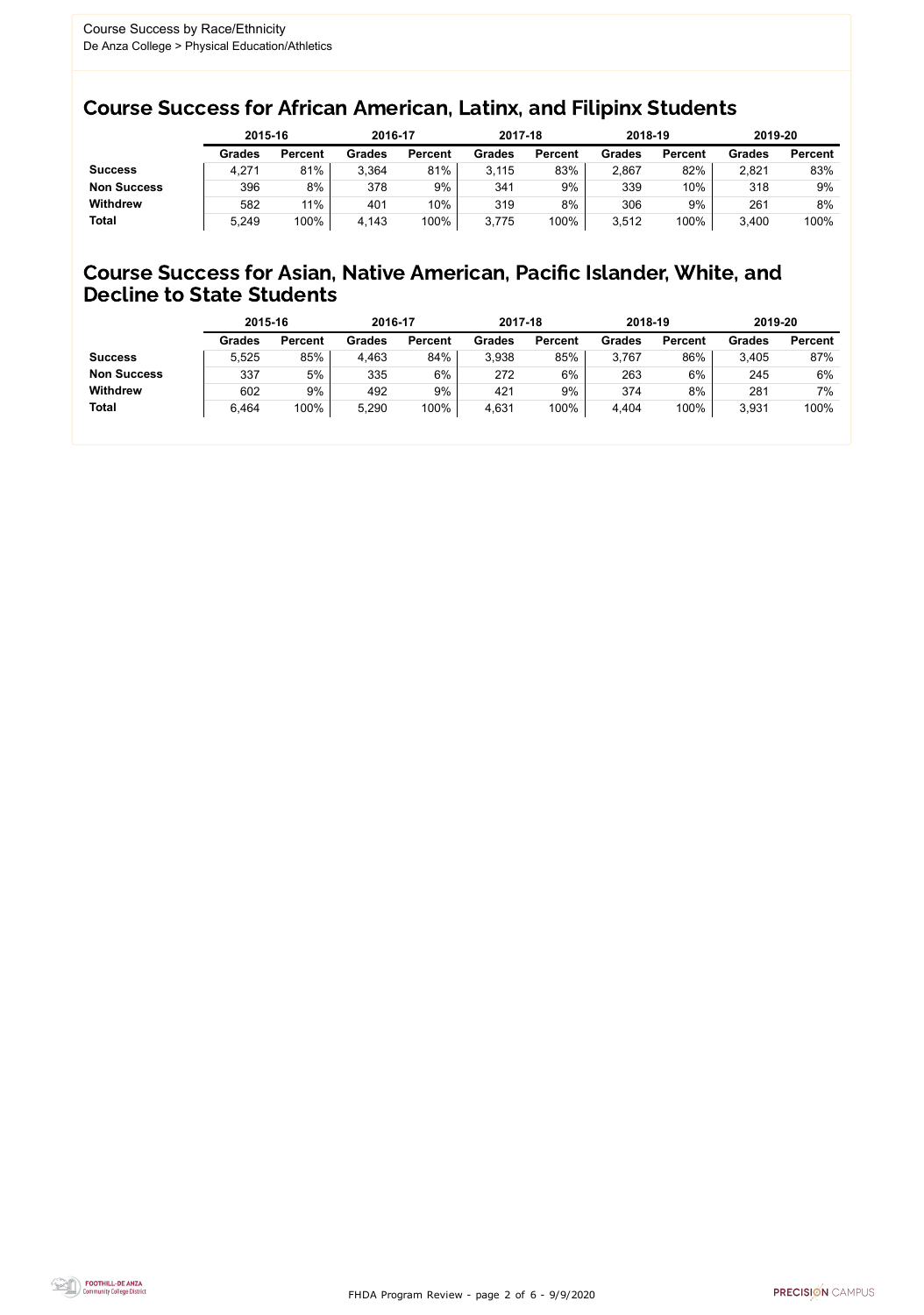Course Success by Race/Ethnicity
De Anza College > Physical Education/Athletics

## Course Success for African American, Latinx, and Filipinx Students

| | 2015-16 | | 2016-17 | | 2017-18 | | 2018-19 | | 2019-20 | |
|---|---|---|---|---|---|---|---|---|---|---|
| | Grades | Percent | Grades | Percent | Grades | Percent | Grades | Percent | Grades | Percent |
| **Success** | 4,271 | 81% | 3,364 | 81% | 3,115 | 83% | 2,867 | 82% | 2,821 | 83% |
| **Non Success** | 396 | 8% | 378 | 9% | 341 | 9% | 339 | 10% | 318 | 9% |
| **Withdrew** | 582 | 11% | 401 | 10% | 319 | 8% | 306 | 9% | 261 | 8% |
| **Total** | 5,249 | 100% | 4,143 | 100% | 3,775 | 100% | 3,512 | 100% | 3,400 | 100% |

## Course Success for Asian, Native American, Pacific Islander, White, and Decline to State Students

| | 2015-16 | | 2016-17 | | 2017-18 | | 2018-19 | | 2019-20 | |
|---|---|---|---|---|---|---|---|---|---|---|
| | Grades | Percent | Grades | Percent | Grades | Percent | Grades | Percent | Grades | Percent |
| **Success** | 5,525 | 85% | 4,463 | 84% | 3,938 | 85% | 3,767 | 86% | 3,405 | 87% |
| **Non Success** | 337 | 5% | 335 | 6% | 272 | 6% | 263 | 6% | 245 | 6% |
| **Withdrew** | 602 | 9% | 492 | 9% | 421 | 9% | 374 | 8% | 281 | 7% |
| **Total** | 6,464 | 100% | 5,290 | 100% | 4,631 | 100% | 4,404 | 100% | 3,931 | 100% |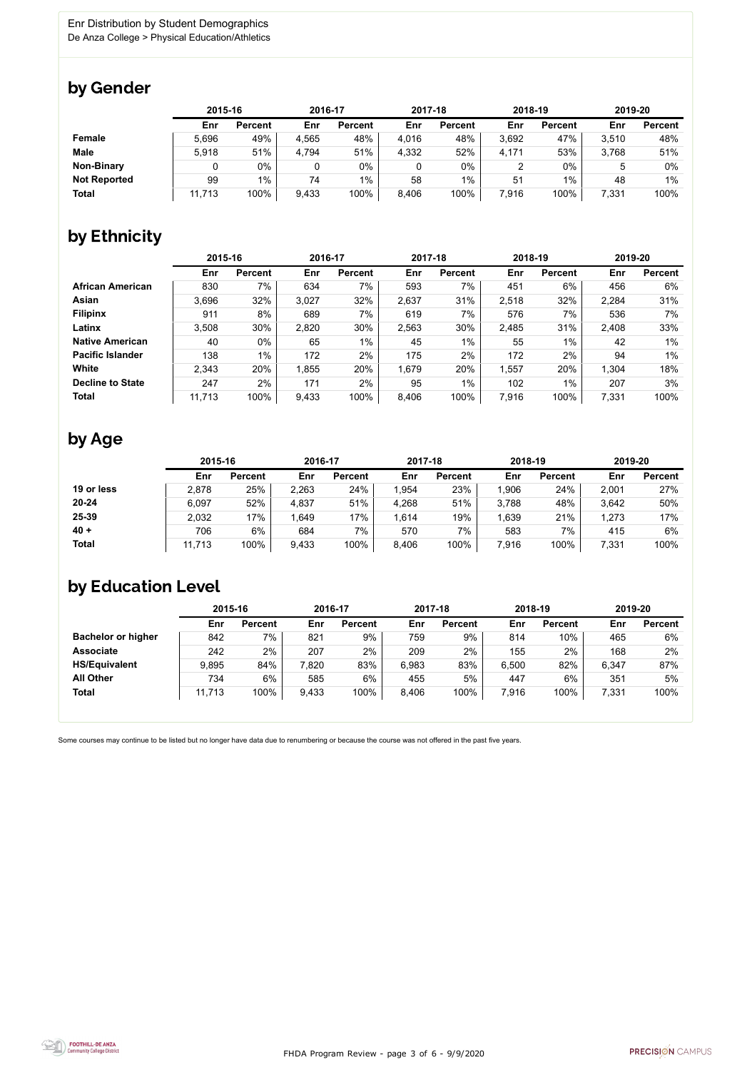Enr Distribution by Student Demographics
De Anza College > Physical Education/Athletics

## by Gender

| | 2015-16 | | 2016-17 | | 2017-18 | | 2018-19 | | 2019-20 | |
|---|---|---|---|---|---|---|---|---|---|---|
| | Enr | Percent | Enr | Percent | Enr | Percent | Enr | Percent | Enr | Percent |
| **Female** | 5,696 | 49% | 4,565 | 48% | 4,016 | 48% | 3,692 | 47% | 3,510 | 48% |
| **Male** | 5,918 | 51% | 4,794 | 51% | 4,332 | 52% | 4,171 | 53% | 3,768 | 51% |
| **Non-Binary** | 0 | 0% | 0 | 0% | 0 | 0% | 2 | 0% | 5 | 0% |
| **Not Reported** | 99 | 1% | 74 | 1% | 58 | 1% | 51 | 1% | 48 | 1% |
| **Total** | 11,713 | 100% | 9,433 | 100% | 8,406 | 100% | 7,916 | 100% | 7,331 | 100% |

## by Ethnicity

| | 2015-16 | | 2016-17 | | 2017-18 | | 2018-19 | | 2019-20 | |
|---|---|---|---|---|---|---|---|---|---|---|
| | Enr | Percent | Enr | Percent | Enr | Percent | Enr | Percent | Enr | Percent |
| **African American** | 830 | 7% | 634 | 7% | 593 | 7% | 451 | 6% | 456 | 6% |
| **Asian** | 3,696 | 32% | 3,027 | 32% | 2,637 | 31% | 2,518 | 32% | 2,284 | 31% |
| **Filipinx** | 911 | 8% | 689 | 7% | 619 | 7% | 576 | 7% | 536 | 7% |
| **Latinx** | 3,508 | 30% | 2,820 | 30% | 2,563 | 30% | 2,485 | 31% | 2,408 | 33% |
| **Native American** | 40 | 0% | 65 | 1% | 45 | 1% | 55 | 1% | 42 | 1% |
| **Pacific Islander** | 138 | 1% | 172 | 2% | 175 | 2% | 172 | 2% | 94 | 1% |
| **White** | 2,343 | 20% | 1,855 | 20% | 1,679 | 20% | 1,557 | 20% | 1,304 | 18% |
| **Decline to State** | 247 | 2% | 171 | 2% | 95 | 1% | 102 | 1% | 207 | 3% |
| **Total** | 11,713 | 100% | 9,433 | 100% | 8,406 | 100% | 7,916 | 100% | 7,331 | 100% |

## by Age

| | 2015-16 | | 2016-17 | | 2017-18 | | 2018-19 | | 2019-20 | |
|---|---|---|---|---|---|---|---|---|---|---|
| | Enr | Percent | Enr | Percent | Enr | Percent | Enr | Percent | Enr | Percent |
| **19 or less** | 2,878 | 25% | 2,263 | 24% | 1,954 | 23% | 1,906 | 24% | 2,001 | 27% |
| **20-24** | 6,097 | 52% | 4,837 | 51% | 4,268 | 51% | 3,788 | 48% | 3,642 | 50% |
| **25-39** | 2,032 | 17% | 1,649 | 17% | 1,614 | 19% | 1,639 | 21% | 1,273 | 17% |
| **40 +** | 706 | 6% | 684 | 7% | 570 | 7% | 583 | 7% | 415 | 6% |
| **Total** | 11,713 | 100% | 9,433 | 100% | 8,406 | 100% | 7,916 | 100% | 7,331 | 100% |

## by Education Level

| | 2015-16 | | 2016-17 | | 2017-18 | | 2018-19 | | 2019-20 | |
|---|---|---|---|---|---|---|---|---|---|---|
| | Enr | Percent | Enr | Percent | Enr | Percent | Enr | Percent | Enr | Percent |
| **Bachelor or higher** | 842 | 7% | 821 | 9% | 759 | 9% | 814 | 10% | 465 | 6% |
| **Associate** | 242 | 2% | 207 | 2% | 209 | 2% | 155 | 2% | 168 | 2% |
| **HS/Equivalent** | 9,895 | 84% | 7,820 | 83% | 6,983 | 83% | 6,500 | 82% | 6,347 | 87% |
| **All Other** | 734 | 6% | 585 | 6% | 455 | 5% | 447 | 6% | 351 | 5% |
| **Total** | 11,713 | 100% | 9,433 | 100% | 8,406 | 100% | 7,916 | 100% | 7,331 | 100% |

Some courses may continue to be listed but no longer have data due to renumbering or because the course was not offered in the past five years.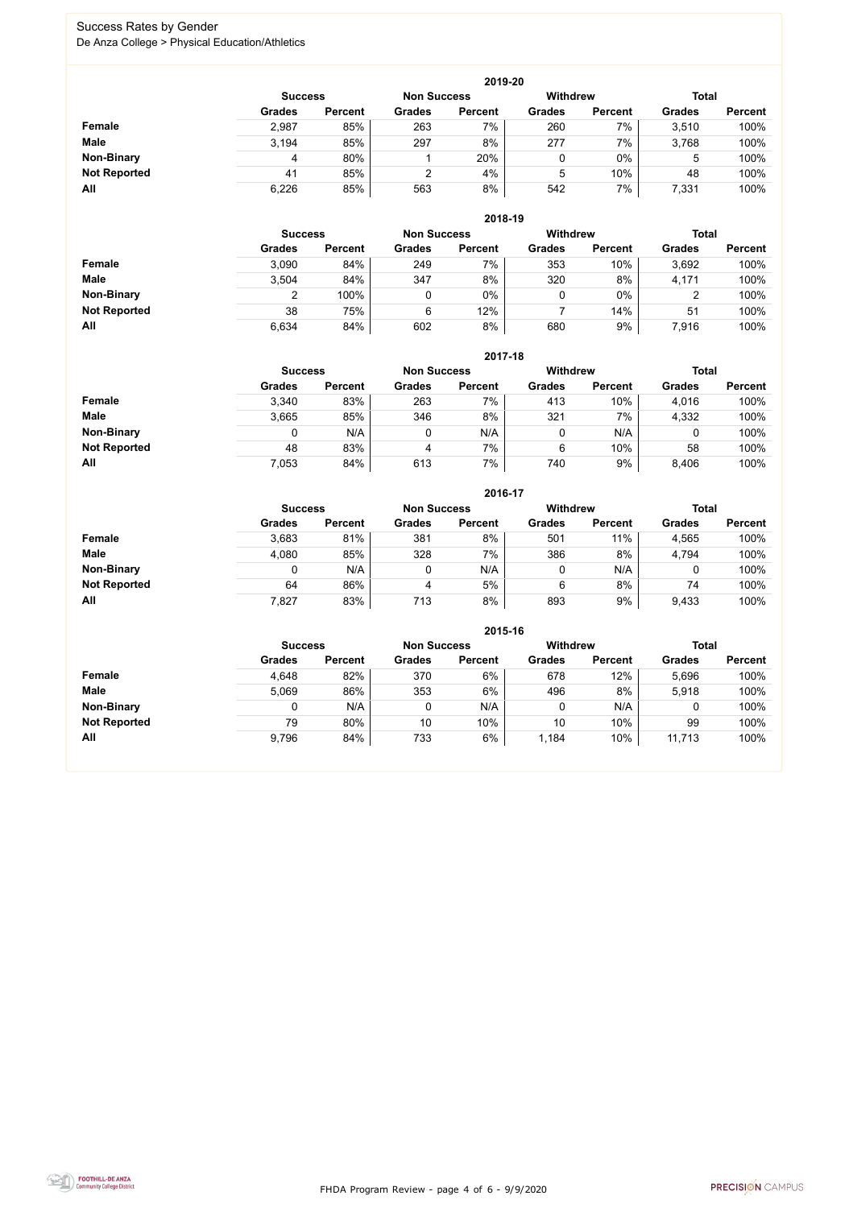Success Rates by Gender

De Anza College > Physical Education/Athletics

### 2019-20

| | Success | | Non Success | | Withdrew | | Total | |
|---|---|---|---|---|---|---|---|---|
| | Grades | Percent | Grades | Percent | Grades | Percent | Grades | Percent |
| **Female** | 2,987 | 85% | 263 | 7% | 260 | 7% | 3,510 | 100% |
| **Male** | 3,194 | 85% | 297 | 8% | 277 | 7% | 3,768 | 100% |
| **Non-Binary** | 4 | 80% | 1 | 20% | 0 | 0% | 5 | 100% |
| **Not Reported** | 41 | 85% | 2 | 4% | 5 | 10% | 48 | 100% |
| **All** | 6,226 | 85% | 563 | 8% | 542 | 7% | 7,331 | 100% |

### 2018-19

| | Success | | Non Success | | Withdrew | | Total | |
|---|---|---|---|---|---|---|---|---|
| | Grades | Percent | Grades | Percent | Grades | Percent | Grades | Percent |
| **Female** | 3,090 | 84% | 249 | 7% | 353 | 10% | 3,692 | 100% |
| **Male** | 3,504 | 84% | 347 | 8% | 320 | 8% | 4,171 | 100% |
| **Non-Binary** | 2 | 100% | 0 | 0% | 0 | 0% | 2 | 100% |
| **Not Reported** | 38 | 75% | 6 | 12% | 7 | 14% | 51 | 100% |
| **All** | 6,634 | 84% | 602 | 8% | 680 | 9% | 7,916 | 100% |

### 2017-18

| | Success | | Non Success | | Withdrew | | Total | |
|---|---|---|---|---|---|---|---|---|
| | Grades | Percent | Grades | Percent | Grades | Percent | Grades | Percent |
| **Female** | 3,340 | 83% | 263 | 7% | 413 | 10% | 4,016 | 100% |
| **Male** | 3,665 | 85% | 346 | 8% | 321 | 7% | 4,332 | 100% |
| **Non-Binary** | 0 | N/A | 0 | N/A | 0 | N/A | 0 | 100% |
| **Not Reported** | 48 | 83% | 4 | 7% | 6 | 10% | 58 | 100% |
| **All** | 7,053 | 84% | 613 | 7% | 740 | 9% | 8,406 | 100% |

### 2016-17

| | Success | | Non Success | | Withdrew | | Total | |
|---|---|---|---|---|---|---|---|---|
| | Grades | Percent | Grades | Percent | Grades | Percent | Grades | Percent |
| **Female** | 3,683 | 81% | 381 | 8% | 501 | 11% | 4,565 | 100% |
| **Male** | 4,080 | 85% | 328 | 7% | 386 | 8% | 4,794 | 100% |
| **Non-Binary** | 0 | N/A | 0 | N/A | 0 | N/A | 0 | 100% |
| **Not Reported** | 64 | 86% | 4 | 5% | 6 | 8% | 74 | 100% |
| **All** | 7,827 | 83% | 713 | 8% | 893 | 9% | 9,433 | 100% |

### 2015-16

| | Success | | Non Success | | Withdrew | | Total | |
|---|---|---|---|---|---|---|---|---|
| | Grades | Percent | Grades | Percent | Grades | Percent | Grades | Percent |
| **Female** | 4,648 | 82% | 370 | 6% | 678 | 12% | 5,696 | 100% |
| **Male** | 5,069 | 86% | 353 | 6% | 496 | 8% | 5,918 | 100% |
| **Non-Binary** | 0 | N/A | 0 | N/A | 0 | N/A | 0 | 100% |
| **Not Reported** | 79 | 80% | 10 | 10% | 10 | 10% | 99 | 100% |
| **All** | 9,796 | 84% | 733 | 6% | 1,184 | 10% | 11,713 | 100% |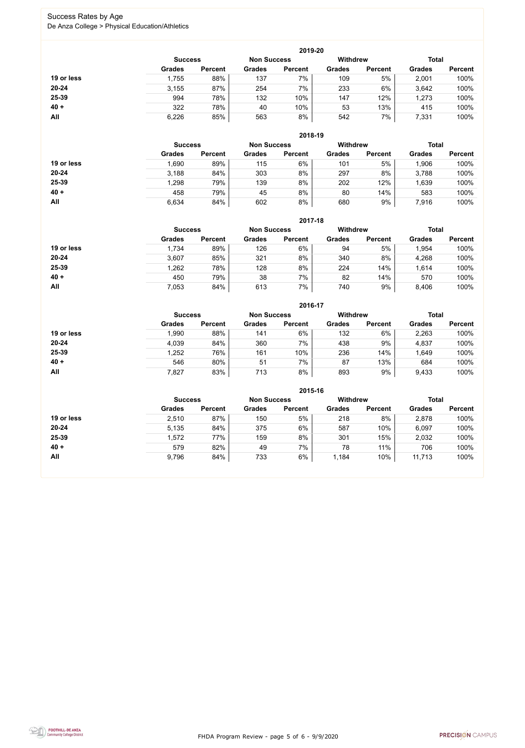# Success Rates by Age

De Anza College > Physical Education/Athletics

## 2019-20

| | Success | | Non Success | | Withdrew | | Total | |
|---|---|---|---|---|---|---|---|---|
| | Grades | Percent | Grades | Percent | Grades | Percent | Grades | Percent |
| **19 or less** | 1,755 | 88% | 137 | 7% | 109 | 5% | 2,001 | 100% |
| **20-24** | 3,155 | 87% | 254 | 7% | 233 | 6% | 3,642 | 100% |
| **25-39** | 994 | 78% | 132 | 10% | 147 | 12% | 1,273 | 100% |
| **40 +** | 322 | 78% | 40 | 10% | 53 | 13% | 415 | 100% |
| **All** | 6,226 | 85% | 563 | 8% | 542 | 7% | 7,331 | 100% |

## 2018-19

| | Success | | Non Success | | Withdrew | | Total | |
|---|---|---|---|---|---|---|---|---|
| | Grades | Percent | Grades | Percent | Grades | Percent | Grades | Percent |
| **19 or less** | 1,690 | 89% | 115 | 6% | 101 | 5% | 1,906 | 100% |
| **20-24** | 3,188 | 84% | 303 | 8% | 297 | 8% | 3,788 | 100% |
| **25-39** | 1,298 | 79% | 139 | 8% | 202 | 12% | 1,639 | 100% |
| **40 +** | 458 | 79% | 45 | 8% | 80 | 14% | 583 | 100% |
| **All** | 6,634 | 84% | 602 | 8% | 680 | 9% | 7,916 | 100% |

## 2017-18

| | Success | | Non Success | | Withdrew | | Total | |
|---|---|---|---|---|---|---|---|---|
| | Grades | Percent | Grades | Percent | Grades | Percent | Grades | Percent |
| **19 or less** | 1,734 | 89% | 126 | 6% | 94 | 5% | 1,954 | 100% |
| **20-24** | 3,607 | 85% | 321 | 8% | 340 | 8% | 4,268 | 100% |
| **25-39** | 1,262 | 78% | 128 | 8% | 224 | 14% | 1,614 | 100% |
| **40 +** | 450 | 79% | 38 | 7% | 82 | 14% | 570 | 100% |
| **All** | 7,053 | 84% | 613 | 7% | 740 | 9% | 8,406 | 100% |

## 2016-17

| | Success | | Non Success | | Withdrew | | Total | |
|---|---|---|---|---|---|---|---|---|
| | Grades | Percent | Grades | Percent | Grades | Percent | Grades | Percent |
| **19 or less** | 1,990 | 88% | 141 | 6% | 132 | 6% | 2,263 | 100% |
| **20-24** | 4,039 | 84% | 360 | 7% | 438 | 9% | 4,837 | 100% |
| **25-39** | 1,252 | 76% | 161 | 10% | 236 | 14% | 1,649 | 100% |
| **40 +** | 546 | 80% | 51 | 7% | 87 | 13% | 684 | 100% |
| **All** | 7,827 | 83% | 713 | 8% | 893 | 9% | 9,433 | 100% |

## 2015-16

| | Success | | Non Success | | Withdrew | | Total | |
|---|---|---|---|---|---|---|---|---|
| | Grades | Percent | Grades | Percent | Grades | Percent | Grades | Percent |
| **19 or less** | 2,510 | 87% | 150 | 5% | 218 | 8% | 2,878 | 100% |
| **20-24** | 5,135 | 84% | 375 | 6% | 587 | 10% | 6,097 | 100% |
| **25-39** | 1,572 | 77% | 159 | 8% | 301 | 15% | 2,032 | 100% |
| **40 +** | 579 | 82% | 49 | 7% | 78 | 11% | 706 | 100% |
| **All** | 9,796 | 84% | 733 | 6% | 1,184 | 10% | 11,713 | 100% |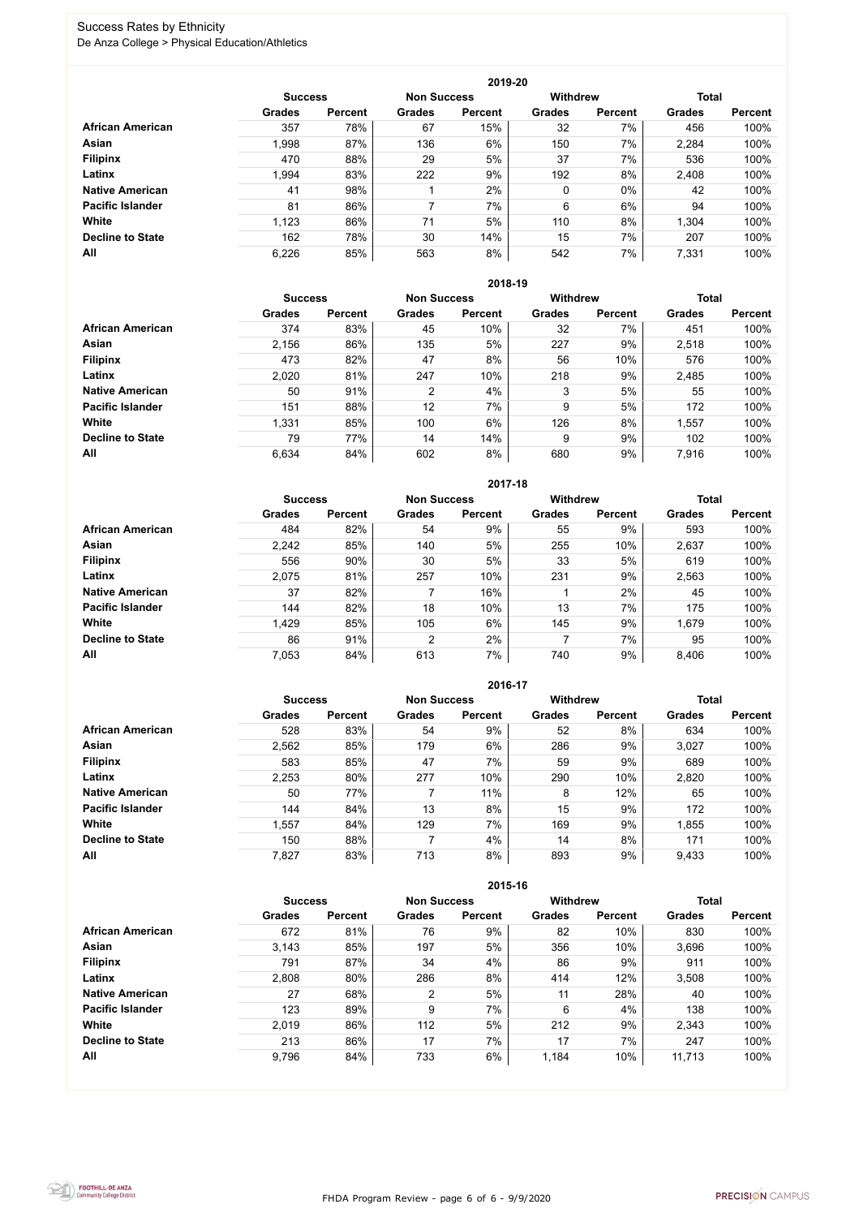# Success Rates by Ethnicity

De Anza College > Physical Education/Athletics

### 2019-20

| | Success | | Non Success | | Withdrew | | Total | |
|---|---|---|---|---|---|---|---|---|
| | Grades | Percent | Grades | Percent | Grades | Percent | Grades | Percent |
| **African American** | 357 | 78% | 67 | 15% | 32 | 7% | 456 | 100% |
| **Asian** | 1,998 | 87% | 136 | 6% | 150 | 7% | 2,284 | 100% |
| **Filipinx** | 470 | 88% | 29 | 5% | 37 | 7% | 536 | 100% |
| **Latinx** | 1,994 | 83% | 222 | 9% | 192 | 8% | 2,408 | 100% |
| **Native American** | 41 | 98% | 1 | 2% | 0 | 0% | 42 | 100% |
| **Pacific Islander** | 81 | 86% | 7 | 7% | 6 | 6% | 94 | 100% |
| **White** | 1,123 | 86% | 71 | 5% | 110 | 8% | 1,304 | 100% |
| **Decline to State** | 162 | 78% | 30 | 14% | 15 | 7% | 207 | 100% |
| **All** | 6,226 | 85% | 563 | 8% | 542 | 7% | 7,331 | 100% |

### 2018-19

| | Success | | Non Success | | Withdrew | | Total | |
|---|---|---|---|---|---|---|---|---|
| | Grades | Percent | Grades | Percent | Grades | Percent | Grades | Percent |
| **African American** | 374 | 83% | 45 | 10% | 32 | 7% | 451 | 100% |
| **Asian** | 2,156 | 86% | 135 | 5% | 227 | 9% | 2,518 | 100% |
| **Filipinx** | 473 | 82% | 47 | 8% | 56 | 10% | 576 | 100% |
| **Latinx** | 2,020 | 81% | 247 | 10% | 218 | 9% | 2,485 | 100% |
| **Native American** | 50 | 91% | 2 | 4% | 3 | 5% | 55 | 100% |
| **Pacific Islander** | 151 | 88% | 12 | 7% | 9 | 5% | 172 | 100% |
| **White** | 1,331 | 85% | 100 | 6% | 126 | 8% | 1,557 | 100% |
| **Decline to State** | 79 | 77% | 14 | 14% | 9 | 9% | 102 | 100% |
| **All** | 6,634 | 84% | 602 | 8% | 680 | 9% | 7,916 | 100% |

### 2017-18

| | Success | | Non Success | | Withdrew | | Total | |
|---|---|---|---|---|---|---|---|---|
| | Grades | Percent | Grades | Percent | Grades | Percent | Grades | Percent |
| **African American** | 484 | 82% | 54 | 9% | 55 | 9% | 593 | 100% |
| **Asian** | 2,242 | 85% | 140 | 5% | 255 | 10% | 2,637 | 100% |
| **Filipinx** | 556 | 90% | 30 | 5% | 33 | 5% | 619 | 100% |
| **Latinx** | 2,075 | 81% | 257 | 10% | 231 | 9% | 2,563 | 100% |
| **Native American** | 37 | 82% | 7 | 16% | 1 | 2% | 45 | 100% |
| **Pacific Islander** | 144 | 82% | 18 | 10% | 13 | 7% | 175 | 100% |
| **White** | 1,429 | 85% | 105 | 6% | 145 | 9% | 1,679 | 100% |
| **Decline to State** | 86 | 91% | 2 | 2% | 7 | 7% | 95 | 100% |
| **All** | 7,053 | 84% | 613 | 7% | 740 | 9% | 8,406 | 100% |

### 2016-17

| | Success | | Non Success | | Withdrew | | Total | |
|---|---|---|---|---|---|---|---|---|
| | Grades | Percent | Grades | Percent | Grades | Percent | Grades | Percent |
| **African American** | 528 | 83% | 54 | 9% | 52 | 8% | 634 | 100% |
| **Asian** | 2,562 | 85% | 179 | 6% | 286 | 9% | 3,027 | 100% |
| **Filipinx** | 583 | 85% | 47 | 7% | 59 | 9% | 689 | 100% |
| **Latinx** | 2,253 | 80% | 277 | 10% | 290 | 10% | 2,820 | 100% |
| **Native American** | 50 | 77% | 7 | 11% | 8 | 12% | 65 | 100% |
| **Pacific Islander** | 144 | 84% | 13 | 8% | 15 | 9% | 172 | 100% |
| **White** | 1,557 | 84% | 129 | 7% | 169 | 9% | 1,855 | 100% |
| **Decline to State** | 150 | 88% | 7 | 4% | 14 | 8% | 171 | 100% |
| **All** | 7,827 | 83% | 713 | 8% | 893 | 9% | 9,433 | 100% |

### 2015-16

| | Success | | Non Success | | Withdrew | | Total | |
|---|---|---|---|---|---|---|---|---|
| | Grades | Percent | Grades | Percent | Grades | Percent | Grades | Percent |
| **African American** | 672 | 81% | 76 | 9% | 82 | 10% | 830 | 100% |
| **Asian** | 3,143 | 85% | 197 | 5% | 356 | 10% | 3,696 | 100% |
| **Filipinx** | 791 | 87% | 34 | 4% | 86 | 9% | 911 | 100% |
| **Latinx** | 2,808 | 80% | 286 | 8% | 414 | 12% | 3,508 | 100% |
| **Native American** | 27 | 68% | 2 | 5% | 11 | 28% | 40 | 100% |
| **Pacific Islander** | 123 | 89% | 9 | 7% | 6 | 4% | 138 | 100% |
| **White** | 2,019 | 86% | 112 | 5% | 212 | 9% | 2,343 | 100% |
| **Decline to State** | 213 | 86% | 17 | 7% | 17 | 7% | 247 | 100% |
| **All** | 9,796 | 84% | 733 | 6% | 1,184 | 10% | 11,713 | 100% |